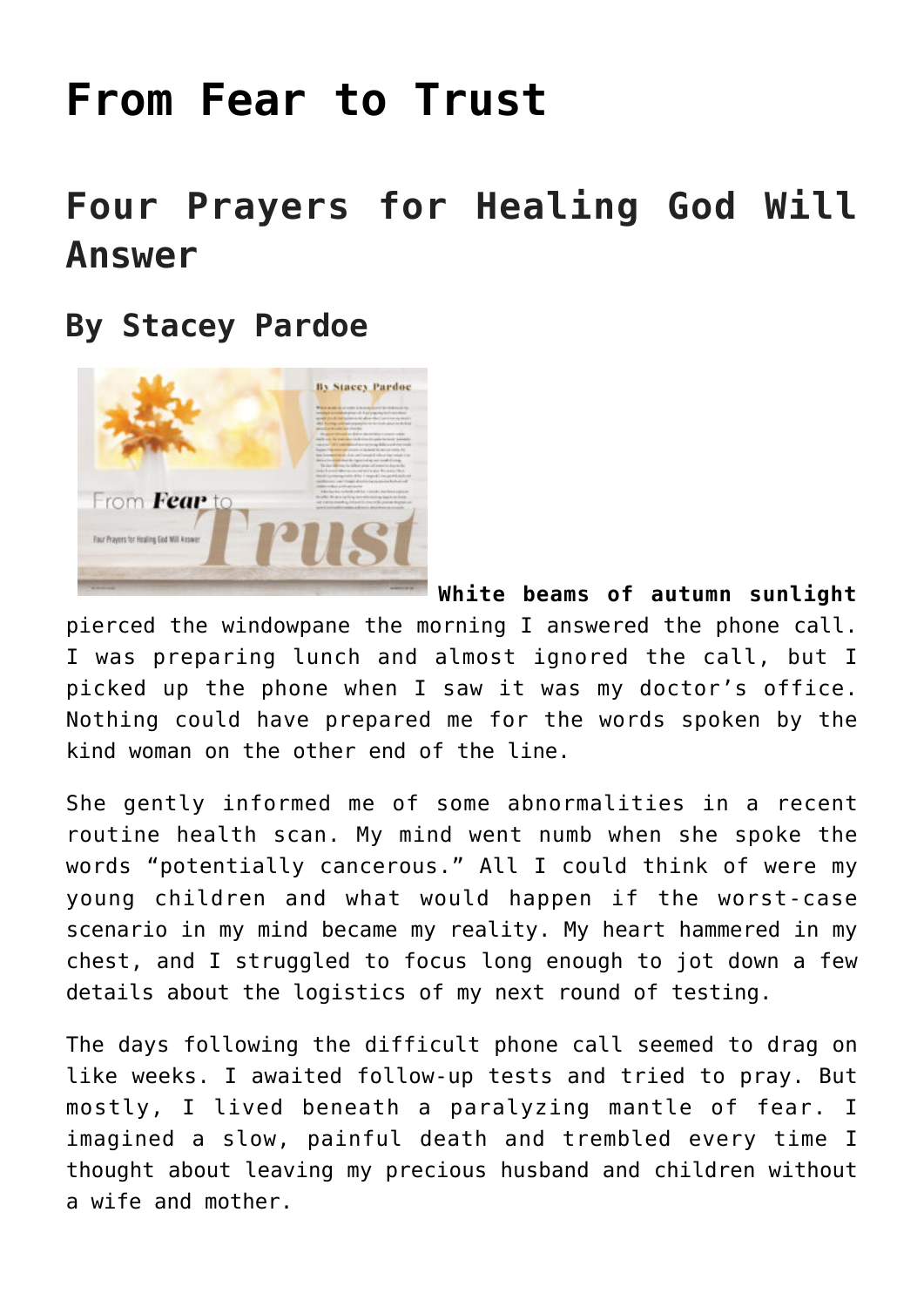# From Fear to Trust

## Four Prayers for Healing God Will Answer

### By Stacey Pardoe

**White beams of autumn sunlight** pierced the windowpane the morning I answered the phone call. I was preparing lunch and almost ignored the call, but I picked up the phone when I saw it was my doctor's office. Nothing could have prepared me for the words spoken by the kind woman on the other end of the line.

She gently informed me of some abnormalities in a recent routine health scan. My mind went numb when she spoke the words "potentially cancerous." All I could think of were my young children and what would happen if the worst-case scenario in my mind became my reality. My heart hammered in my chest, and I struggled to focus long enough to jot down a few details about the logistics of my next round of testing.

The days following the difficult phone call seemed to drag on like weeks. I awaited follow-up tests and tried to pray. But mostly, I lived beneath a paralyzing mantle of fear. I imagined a slow, painful death and trembled every time I thought about leaving my precious husband and children without a wife and mother.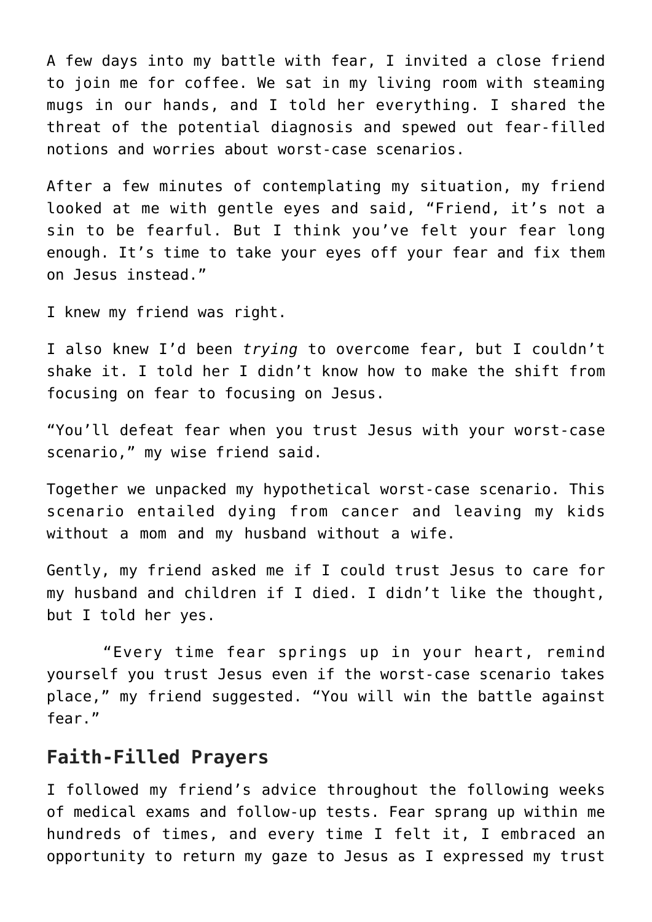A few days into my battle with fear, I invited a close friend to join me for coffee. We sat in my living room with steaming mugs in our hands, and I told her everything. I shared the threat of the potential diagnosis and spewed out fear-filled notions and worries about worst-case scenarios.

After a few minutes of contemplating my situation, my friend looked at me with gentle eyes and said, “Friend, it’s not a sin to be fearful. But I think you’ve felt your fear long enough. It’s time to take your eyes off your fear and fix them on Jesus instead.”

I knew my friend was right.

I also knew I’d been *trying* to overcome fear, but I couldn’t shake it. I told her I didn’t know how to make the shift from focusing on fear to focusing on Jesus.

“You’ll defeat fear when you trust Jesus with your worst-case scenario,” my wise friend said.

Together we unpacked my hypothetical worst-case scenario. This scenario entailed dying from cancer and leaving my kids without a mom and my husband without a wife.

Gently, my friend asked me if I could trust Jesus to care for my husband and children if I died. I didn’t like the thought, but I told her yes.

“Every time fear springs up in your heart, remind yourself you trust Jesus even if the worst-case scenario takes place,” my friend suggested. “You will win the battle against fear.”

## Faith-Filled Prayers

I followed my friend’s advice throughout the following weeks of medical exams and follow-up tests. Fear sprang up within me hundreds of times, and every time I felt it, I embraced an opportunity to return my gaze to Jesus as I expressed my trust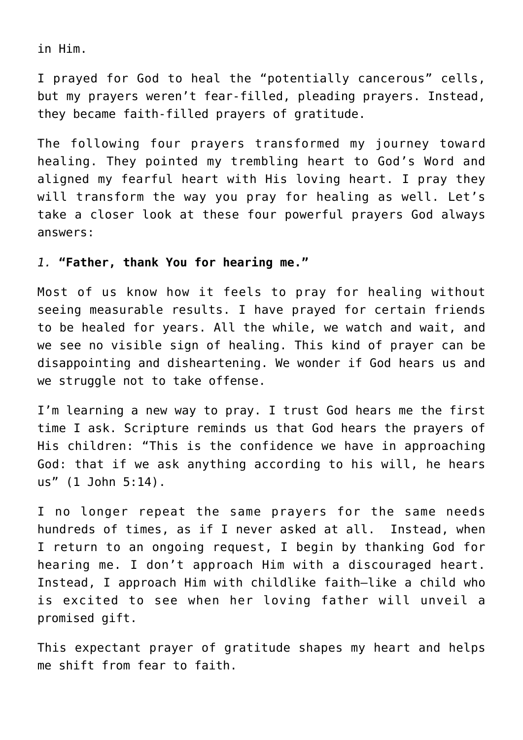in Him.

I prayed for God to heal the "potentially cancerous" cells, but my prayers weren't fear-filled, pleading prayers. Instead, they became faith-filled prayers of gratitude.

The following four prayers transformed my journey toward healing. They pointed my trembling heart to God's Word and aligned my fearful heart with His loving heart. I pray they will transform the way you pray for healing as well. Let's take a closer look at these four powerful prayers God always answers:

*1.* **"Father, thank You for hearing me."**

Most of us know how it feels to pray for healing without seeing measurable results. I have prayed for certain friends to be healed for years. All the while, we watch and wait, and we see no visible sign of healing. This kind of prayer can be disappointing and disheartening. We wonder if God hears us and we struggle not to take offense.

I'm learning a new way to pray. I trust God hears me the first time I ask. Scripture reminds us that God hears the prayers of His children: "This is the confidence we have in approaching God: that if we ask anything according to his will, he hears us" (1 John 5:14).

I no longer repeat the same prayers for the same needs hundreds of times, as if I never asked at all. Instead, when I return to an ongoing request, I begin by thanking God for hearing me. I don't approach Him with a discouraged heart. Instead, I approach Him with childlike faith—like a child who is excited to see when her loving father will unveil a promised gift.

This expectant prayer of gratitude shapes my heart and helps me shift from fear to faith.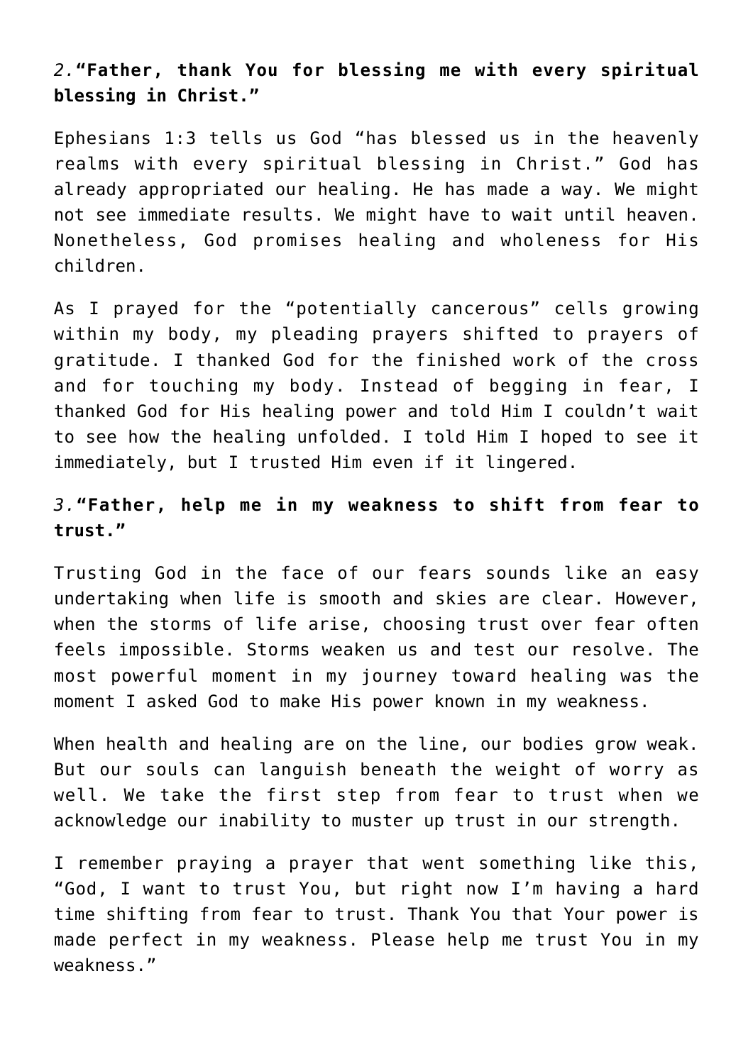*2.* **"Father, thank You for blessing me with every spiritual blessing in Christ."**

Ephesians 1:3 tells us God "has blessed us in the heavenly realms with every spiritual blessing in Christ." God has already appropriated our healing. He has made a way. We might not see immediate results. We might have to wait until heaven. Nonetheless, God promises healing and wholeness for His children.

As I prayed for the "potentially cancerous" cells growing within my body, my pleading prayers shifted to prayers of gratitude. I thanked God for the finished work of the cross and for touching my body. Instead of begging in fear, I thanked God for His healing power and told Him I couldn't wait to see how the healing unfolded. I told Him I hoped to see it immediately, but I trusted Him even if it lingered.

*3.* **"Father, help me in my weakness to shift from fear to trust."**

Trusting God in the face of our fears sounds like an easy undertaking when life is smooth and skies are clear. However, when the storms of life arise, choosing trust over fear often feels impossible. Storms weaken us and test our resolve. The most powerful moment in my journey toward healing was the moment I asked God to make His power known in my weakness.

When health and healing are on the line, our bodies grow weak. But our souls can languish beneath the weight of worry as well. We take the first step from fear to trust when we acknowledge our inability to muster up trust in our strength.

I remember praying a prayer that went something like this, "God, I want to trust You, but right now I'm having a hard time shifting from fear to trust. Thank You that Your power is made perfect in my weakness. Please help me trust You in my weakness."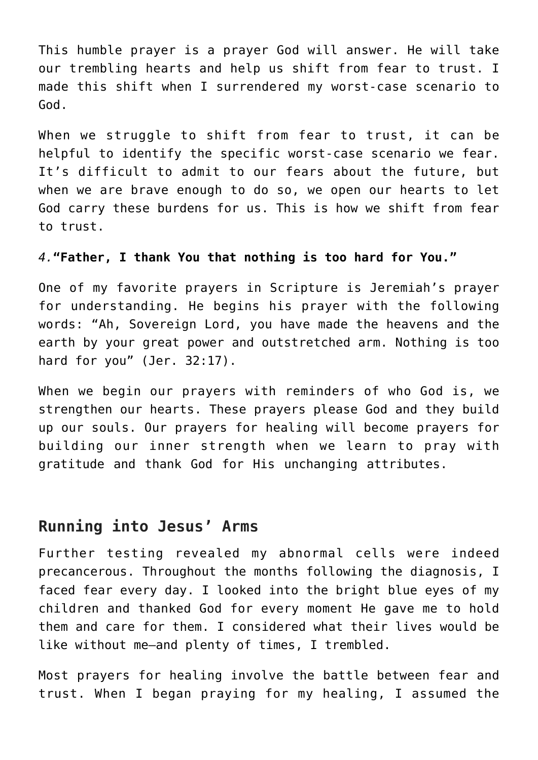This humble prayer is a prayer God will answer. He will take our trembling hearts and help us shift from fear to trust. I made this shift when I surrendered my worst-case scenario to God.

When we struggle to shift from fear to trust, it can be helpful to identify the specific worst-case scenario we fear. It's difficult to admit to our fears about the future, but when we are brave enough to do so, we open our hearts to let God carry these burdens for us. This is how we shift from fear to trust.

*4.* **"Father, I thank You that nothing is too hard for You."**

One of my favorite prayers in Scripture is Jeremiah's prayer for understanding. He begins his prayer with the following words: "Ah, Sovereign Lord, you have made the heavens and the earth by your great power and outstretched arm. Nothing is too hard for you" (Jer. 32:17).

When we begin our prayers with reminders of who God is, we strengthen our hearts. These prayers please God and they build up our souls. Our prayers for healing will become prayers for building our inner strength when we learn to pray with gratitude and thank God for His unchanging attributes.

## Running into Jesus' Arms

Further testing revealed my abnormal cells were indeed precancerous. Throughout the months following the diagnosis, I faced fear every day. I looked into the bright blue eyes of my children and thanked God for every moment He gave me to hold them and care for them. I considered what their lives would be like without me—and plenty of times, I trembled.

Most prayers for healing involve the battle between fear and trust. When I began praying for my healing, I assumed the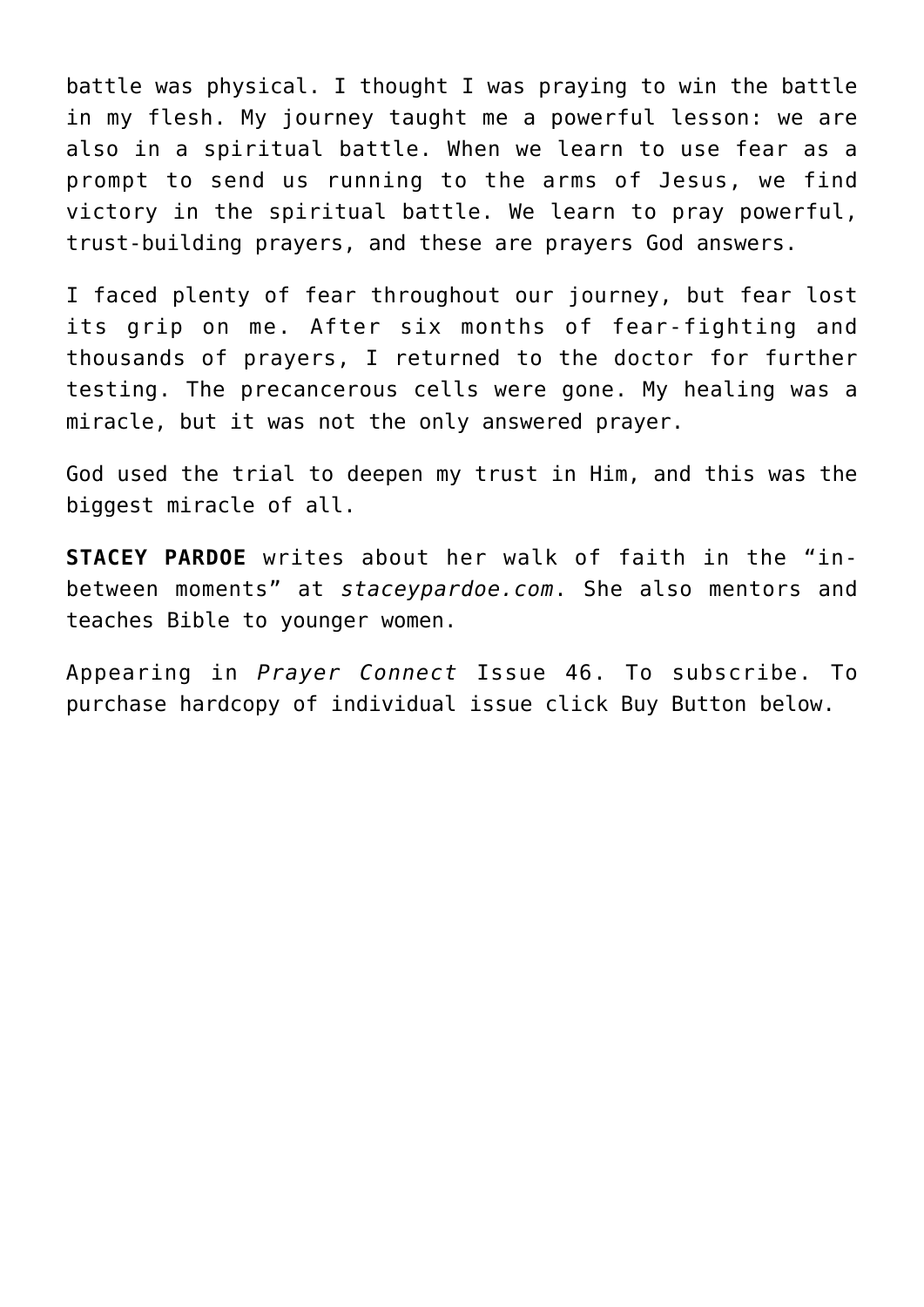battle was physical. I thought I was praying to win the battle in my flesh. My journey taught me a powerful lesson: we are also in a spiritual battle. When we learn to use fear as a prompt to send us running to the arms of Jesus, we find victory in the spiritual battle. We learn to pray powerful, trust-building prayers, and these are prayers God answers.

I faced plenty of fear throughout our journey, but fear lost its grip on me. After six months of fear-fighting and thousands of prayers, I returned to the doctor for further testing. The precancerous cells were gone. My healing was a miracle, but it was not the only answered prayer.

God used the trial to deepen my trust in Him, and this was the biggest miracle of all.

**STACEY PARDOE** writes about her walk of faith in the "in-between moments" at *staceypardoe.com*. She also mentors and teaches Bible to younger women.

Appearing in *Prayer Connect* Issue 46. To subscribe. To purchase hardcopy of individual issue click Buy Button below.